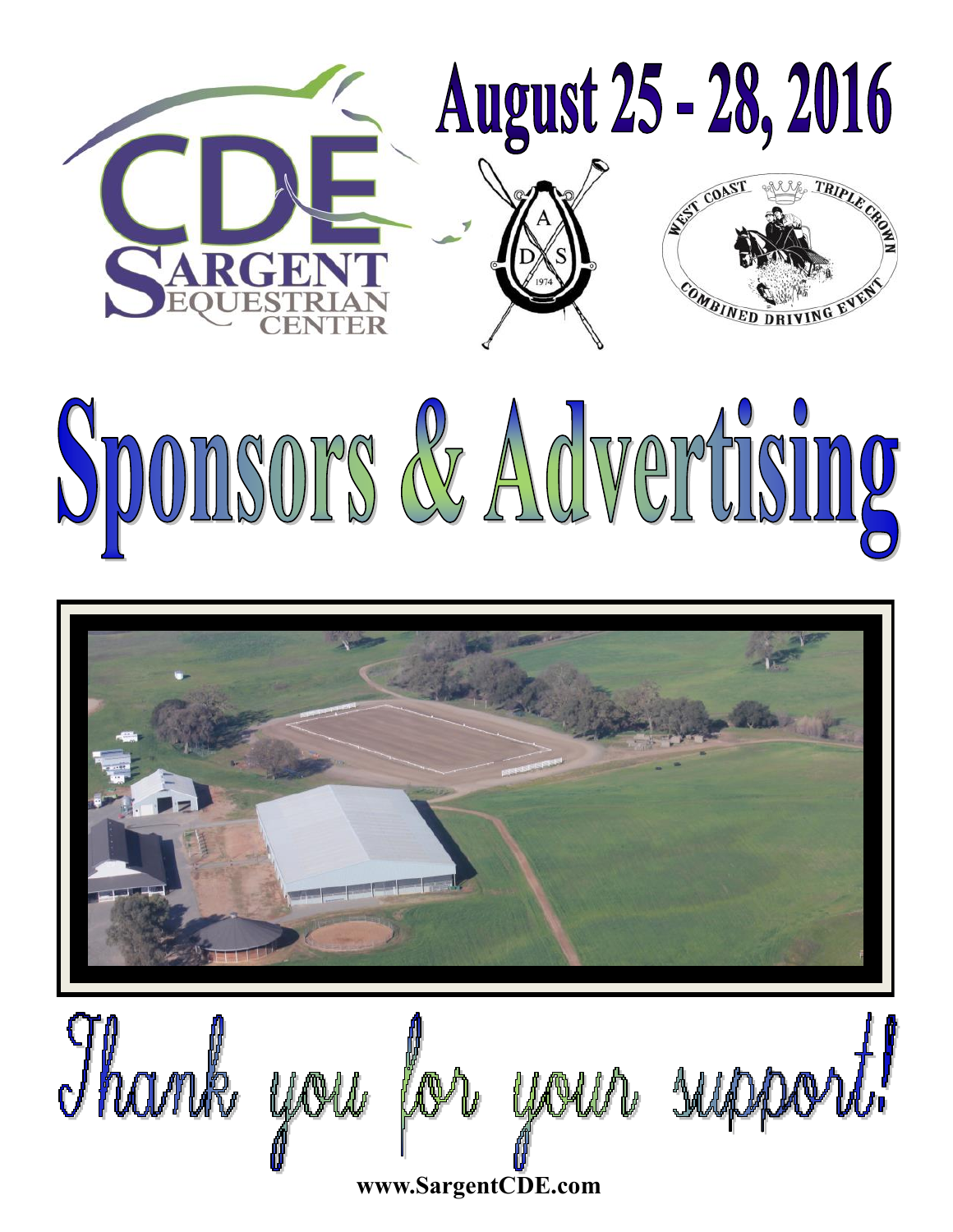# August 25 - 28, 2016

CDE Sargent Equestrian Center

West Coast Triple Crown Combined Driving Event

# Sponsors & Advertising

## Thank you for your support!

**www.SargentCDE.com**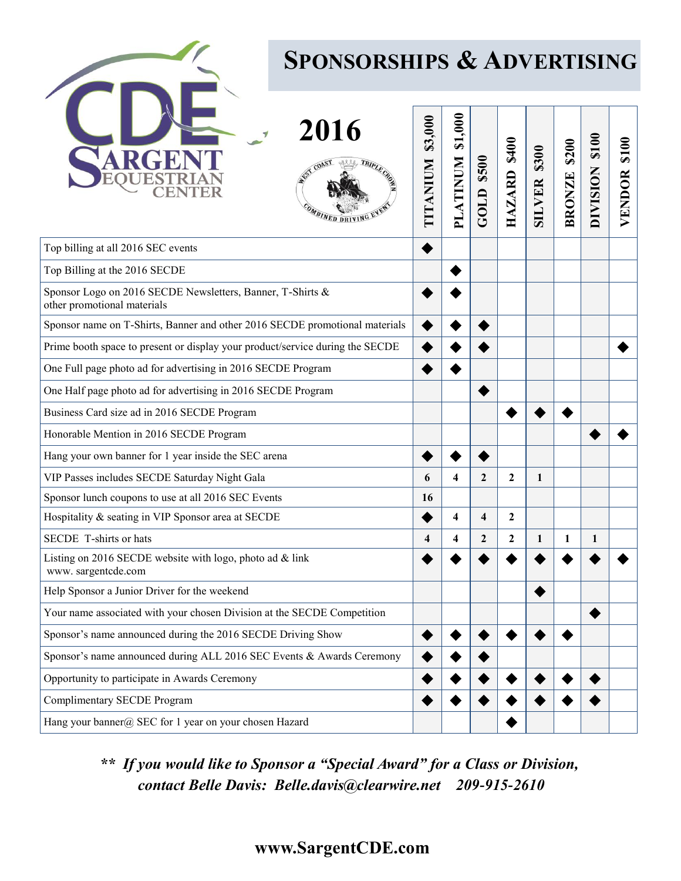# Sponsorships & Advertising

CDE
SARGENT EQUESTRIAN CENTER

## 2016

West Coast Triple Crown Combined Driving Event

| | TITANIUM $3,000 | PLATINUM $1,000 | GOLD $500 | HAZARD $400 | SILVER $300 | BRONZE $200 | DIVISION $100 | VENDOR $100 |
|---|---|---|---|---|---|---|---|---|
| Top billing at all 2016 SEC events | ◆ | | | | | | | |
| Top Billing at the 2016 SECDE | | ◆ | | | | | | |
| Sponsor Logo on 2016 SECDE Newsletters, Banner, T-Shirts & other promotional materials | ◆ | ◆ | | | | | | |
| Sponsor name on T-Shirts, Banner and other 2016 SECDE promotional materials | ◆ | ◆ | ◆ | | | | | |
| Prime booth space to present or display your product/service during the SECDE | ◆ | ◆ | ◆ | | | | | ◆ |
| One Full page photo ad for advertising in 2016 SECDE Program | ◆ | ◆ | | | | | | |
| One Half page photo ad for advertising in 2016 SECDE Program | | | ◆ | | | | | |
| Business Card size ad in 2016 SECDE Program | | | | ◆ | ◆ | ◆ | | |
| Honorable Mention in 2016 SECDE Program | | | | | | | ◆ | ◆ |
| Hang your own banner for 1 year inside the SEC arena | ◆ | ◆ | ◆ | | | | | |
| VIP Passes includes SECDE Saturday Night Gala | 6 | 4 | 2 | 2 | 1 | | | |
| Sponsor lunch coupons to use at all 2016 SEC Events | 16 | | | | | | | |
| Hospitality & seating in VIP Sponsor area at SECDE | ◆ | 4 | 4 | 2 | | | | |
| SECDE T-shirts or hats | 4 | 4 | 2 | 2 | 1 | 1 | 1 | |
| Listing on 2016 SECDE website with logo, photo ad & link www. sargentcde.com | ◆ | ◆ | ◆ | ◆ | ◆ | ◆ | ◆ | ◆ |
| Help Sponsor a Junior Driver for the weekend | | | | | ◆ | | | |
| Your name associated with your chosen Division at the SECDE Competition | | | | | | | ◆ | |
| Sponsor's name announced during the 2016 SECDE Driving Show | ◆ | ◆ | ◆ | ◆ | ◆ | ◆ | | |
| Sponsor's name announced during ALL 2016 SEC Events & Awards Ceremony | ◆ | ◆ | ◆ | | | | | |
| Opportunity to participate in Awards Ceremony | ◆ | ◆ | ◆ | ◆ | ◆ | ◆ | ◆ | |
| Complimentary SECDE Program | ◆ | ◆ | ◆ | ◆ | ◆ | ◆ | ◆ | |
| Hang your banner@ SEC for 1 year on your chosen Hazard | | | | ◆ | | | | |

***\*\* If you would like to Sponsor a "Special Award" for a Class or Division, contact Belle Davis: Belle.davis@clearwire.net 209-915-2610***

**www.SargentCDE.com**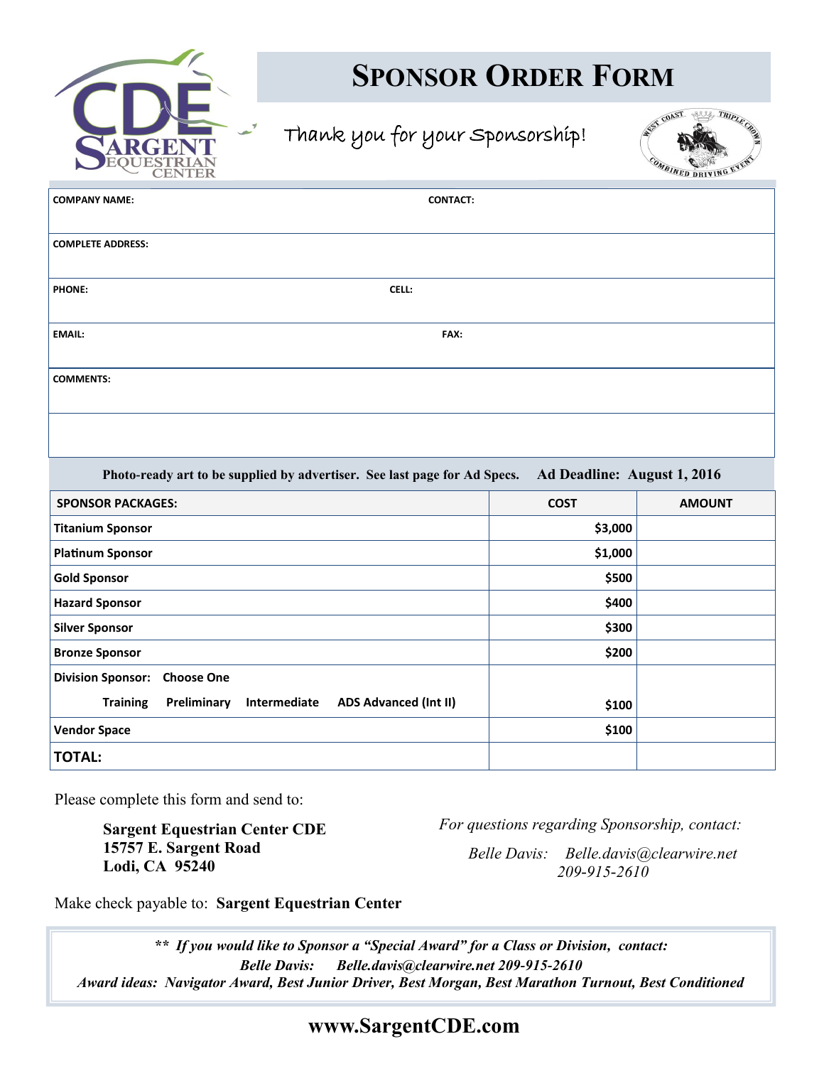# Sponsor Order Form

Thank you for your Sponsorship!

| | |
|---|---|
| **COMPANY NAME:** | **CONTACT:** |
| **COMPLETE ADDRESS:** | |
| **PHONE:** | **CELL:** |
| **EMAIL:** | **FAX:** |
| **COMMENTS:** | |
| | |

**Photo-ready art to be supplied by advertiser. See last page for Ad Specs. Ad Deadline: August 1, 2016**

| SPONSOR PACKAGES: | COST | AMOUNT |
|---|---|---|
| Titanium Sponsor | $3,000 | |
| Platinum Sponsor | $1,000 | |
| Gold Sponsor | $500 | |
| Hazard Sponsor | $400 | |
| Silver Sponsor | $300 | |
| Bronze Sponsor | $200 | |
| Division Sponsor: Choose One<br>Training Preliminary Intermediate ADS Advanced (Int II) | $100 | |
| Vendor Space | $100 | |
| **TOTAL:** | | |

Please complete this form and send to:

**Sargent Equestrian Center CDE**
**15757 E. Sargent Road**
**Lodi, CA 95240**

*For questions regarding Sponsorship, contact:*

*Belle Davis: Belle.davis@clearwire.net*
*209-915-2610*

Make check payable to: **Sargent Equestrian Center**

***\*\* If you would like to Sponsor a "Special Award" for a Class or Division, contact:***
***Belle Davis: Belle.davis@clearwire.net 209-915-2610***
***Award ideas: Navigator Award, Best Junior Driver, Best Morgan, Best Marathon Turnout, Best Conditioned***

**www.SargentCDE.com**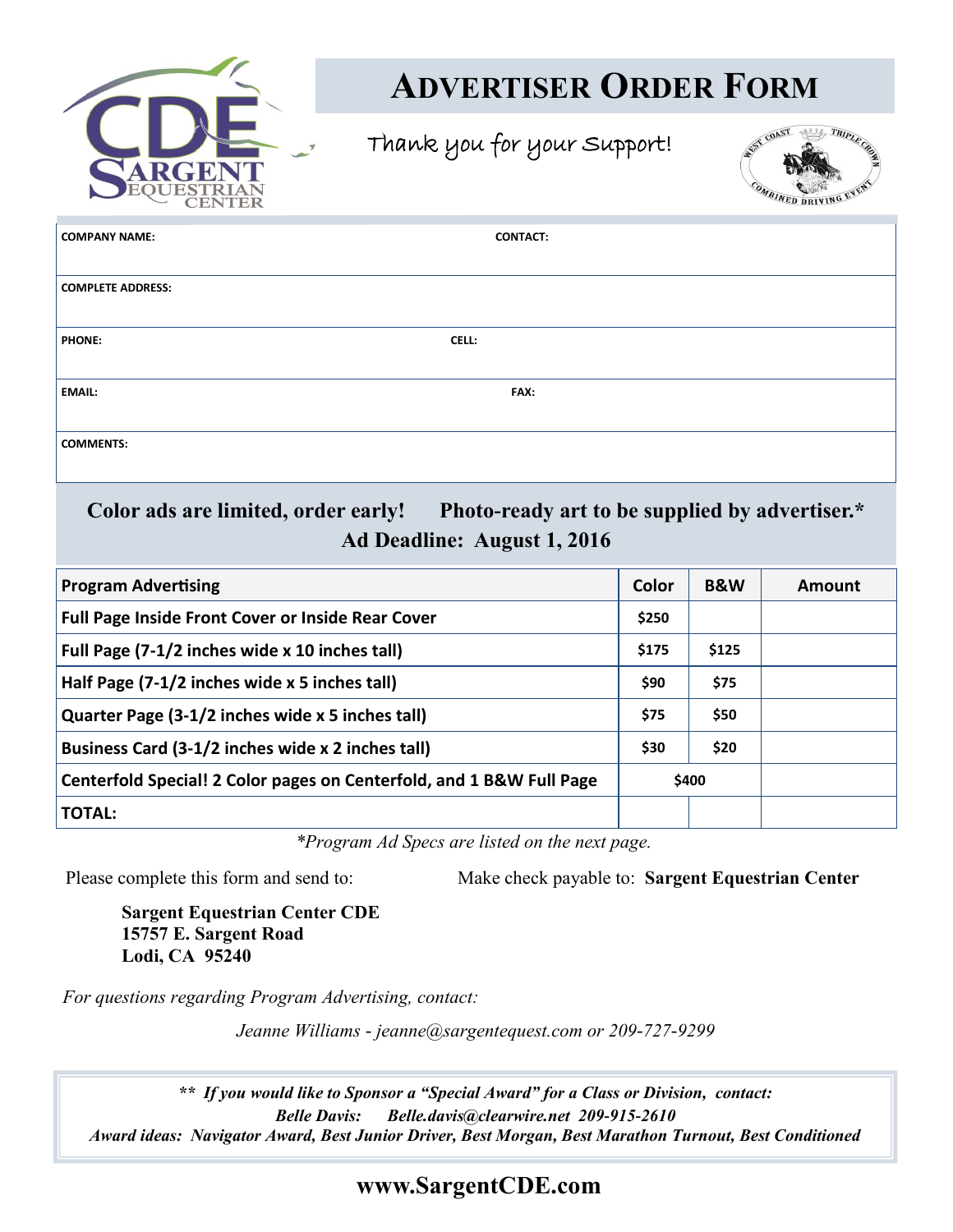# ADVERTISER ORDER FORM

Thank you for your Support!

| COMPANY NAME: | CONTACT: |
|---|---|
| COMPLETE ADDRESS: | |
| PHONE: | CELL: |
| EMAIL: | FAX: |
| COMMENTS: | |

**Color ads are limited, order early!   Photo-ready art to be supplied by advertiser.***

**Ad Deadline: August 1, 2016**

| Program Advertising | Color | B&W | Amount |
|---|---|---|---|
| Full Page Inside Front Cover or Inside Rear Cover | $250 | | |
| Full Page (7-1/2 inches wide x 10 inches tall) | $175 | $125 | |
| Half Page (7-1/2 inches wide x 5 inches tall) | $90 | $75 | |
| Quarter Page (3-1/2 inches wide x 5 inches tall) | $75 | $50 | |
| Business Card (3-1/2 inches wide x 2 inches tall) | $30 | $20 | |
| Centerfold Special! 2 Color pages on Centerfold, and 1 B&W Full Page | $400 | | |
| TOTAL: | | | |

*\*Program Ad Specs are listed on the next page.*

Please complete this form and send to:

**Sargent Equestrian Center CDE**
**15757 E. Sargent Road**
**Lodi, CA 95240**

Make check payable to: **Sargent Equestrian Center**

*For questions regarding Program Advertising, contact:*

*Jeanne Williams - jeanne@sargentequest.com or 209-727-9299*

***\*\* If you would like to Sponsor a "Special Award" for a Class or Division, contact:***
***Belle Davis: Belle.davis@clearwire.net 209-915-2610***
***Award ideas: Navigator Award, Best Junior Driver, Best Morgan, Best Marathon Turnout, Best Conditioned***

**www.SargentCDE.com**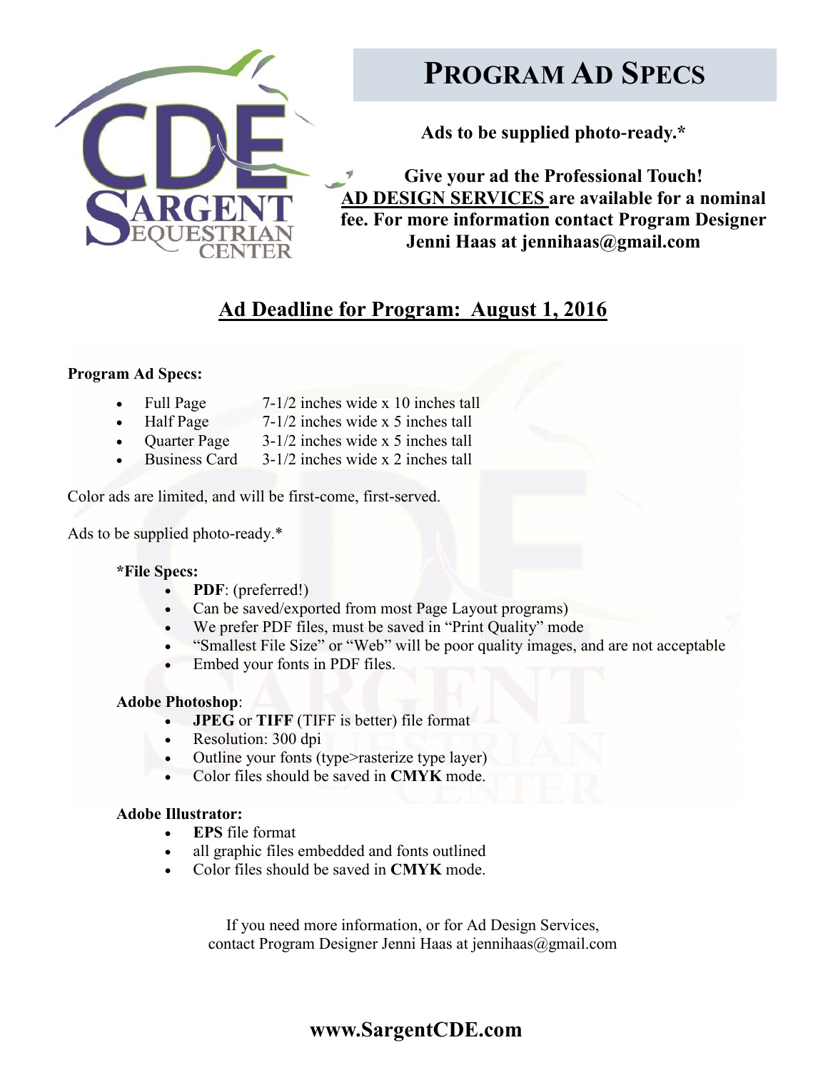# PROGRAM AD SPECS

**Ads to be supplied photo-ready.***

**Give your ad the Professional Touch!**
**<u>AD DESIGN SERVICES</u> are available for a nominal fee. For more information contact Program Designer Jenni Haas at jennihaas@gmail.com**

## <u>Ad Deadline for Program: August 1, 2016</u>

**Program Ad Specs:**

- Full Page 7-1/2 inches wide x 10 inches tall
- Half Page 7-1/2 inches wide x 5 inches tall
- Quarter Page 3-1/2 inches wide x 5 inches tall
- Business Card 3-1/2 inches wide x 2 inches tall

Color ads are limited, and will be first-come, first-served.

Ads to be supplied photo-ready.*

**\*File Specs:**

- **PDF**: (preferred!)
- Can be saved/exported from most Page Layout programs)
- We prefer PDF files, must be saved in "Print Quality" mode
- "Smallest File Size" or "Web" will be poor quality images, and are not acceptable
- Embed your fonts in PDF files.

**Adobe Photoshop**:

- **JPEG** or **TIFF** (TIFF is better) file format
- Resolution: 300 dpi
- Outline your fonts (type>rasterize type layer)
- Color files should be saved in **CMYK** mode.

**Adobe Illustrator:**

- **EPS** file format
- all graphic files embedded and fonts outlined
- Color files should be saved in **CMYK** mode.

If you need more information, or for Ad Design Services, contact Program Designer Jenni Haas at jennihaas@gmail.com

**www.SargentCDE.com**